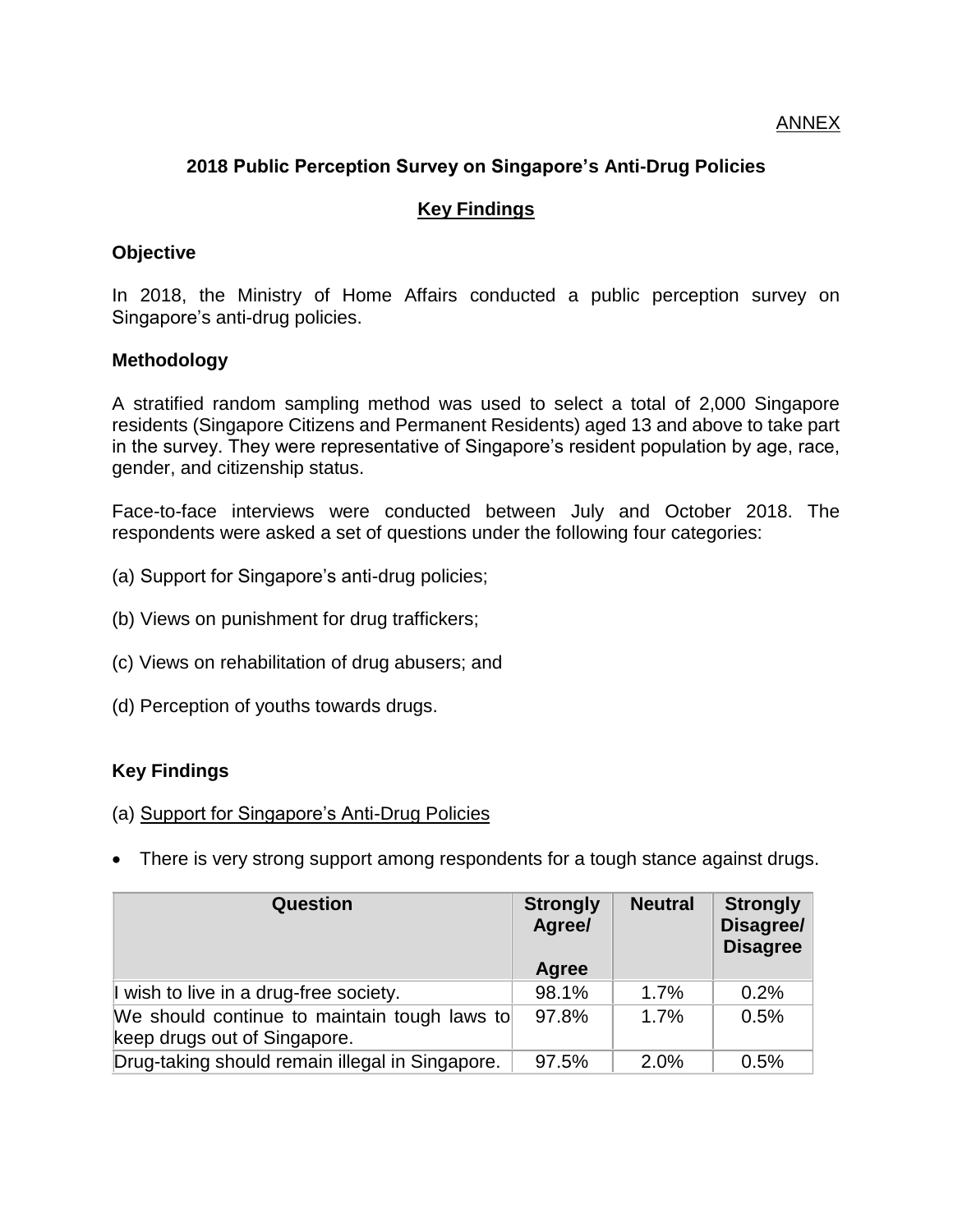ANNEX

## 2018 Public Perception Survey on Singapore's Anti-Drug Policies

## Key Findings

### Objective

In 2018, the Ministry of Home Affairs conducted a public perception survey on Singapore's anti-drug policies.

### Methodology

A stratified random sampling method was used to select a total of 2,000 Singapore residents (Singapore Citizens and Permanent Residents) aged 13 and above to take part in the survey. They were representative of Singapore's resident population by age, race, gender, and citizenship status.

Face-to-face interviews were conducted between July and October 2018. The respondents were asked a set of questions under the following four categories:

(a) Support for Singapore's anti-drug policies;

(b) Views on punishment for drug traffickers;

(c) Views on rehabilitation of drug abusers; and

(d) Perception of youths towards drugs.

### Key Findings

(a) Support for Singapore's Anti-Drug Policies

- There is very strong support among respondents for a tough stance against drugs.

| Question | Strongly Agree/ Agree | Neutral | Strongly Disagree/ Disagree |
|---|---|---|---|
| I wish to live in a drug-free society. | 98.1% | 1.7% | 0.2% |
| We should continue to maintain tough laws to keep drugs out of Singapore. | 97.8% | 1.7% | 0.5% |
| Drug-taking should remain illegal in Singapore. | 97.5% | 2.0% | 0.5% |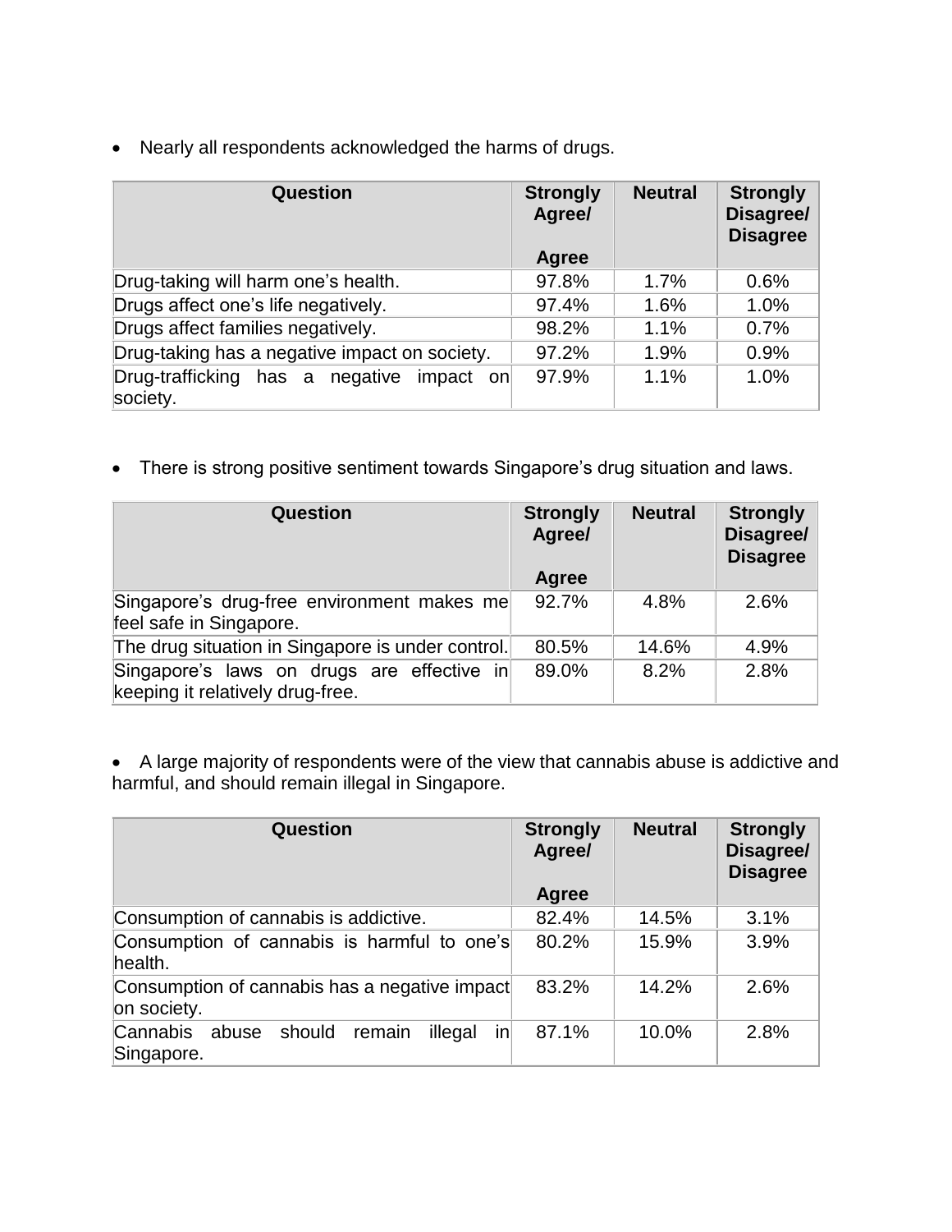- Nearly all respondents acknowledged the harms of drugs.

| Question | Strongly Agree/ Agree | Neutral | Strongly Disagree/ Disagree |
|---|---|---|---|
| Drug-taking will harm one's health. | 97.8% | 1.7% | 0.6% |
| Drugs affect one's life negatively. | 97.4% | 1.6% | 1.0% |
| Drugs affect families negatively. | 98.2% | 1.1% | 0.7% |
| Drug-taking has a negative impact on society. | 97.2% | 1.9% | 0.9% |
| Drug-trafficking has a negative impact on society. | 97.9% | 1.1% | 1.0% |

- There is strong positive sentiment towards Singapore's drug situation and laws.

| Question | Strongly Agree/ Agree | Neutral | Strongly Disagree/ Disagree |
|---|---|---|---|
| Singapore's drug-free environment makes me feel safe in Singapore. | 92.7% | 4.8% | 2.6% |
| The drug situation in Singapore is under control. | 80.5% | 14.6% | 4.9% |
| Singapore's laws on drugs are effective in keeping it relatively drug-free. | 89.0% | 8.2% | 2.8% |

- A large majority of respondents were of the view that cannabis abuse is addictive and harmful, and should remain illegal in Singapore.

| Question | Strongly Agree/ Agree | Neutral | Strongly Disagree/ Disagree |
|---|---|---|---|
| Consumption of cannabis is addictive. | 82.4% | 14.5% | 3.1% |
| Consumption of cannabis is harmful to one's health. | 80.2% | 15.9% | 3.9% |
| Consumption of cannabis has a negative impact on society. | 83.2% | 14.2% | 2.6% |
| Cannabis abuse should remain illegal in Singapore. | 87.1% | 10.0% | 2.8% |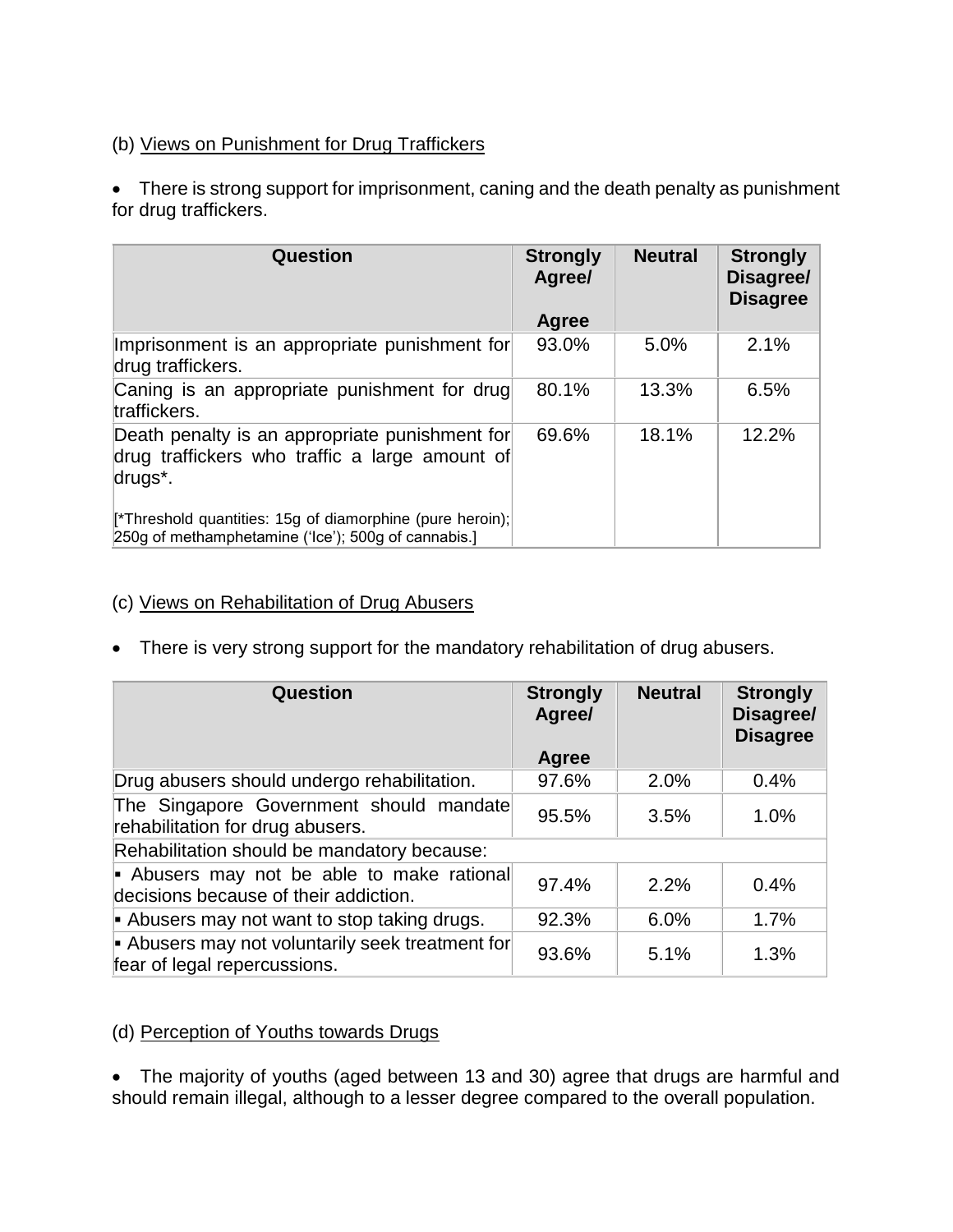(b) Views on Punishment for Drug Traffickers

- There is strong support for imprisonment, caning and the death penalty as punishment for drug traffickers.

| Question | Strongly Agree/ Agree | Neutral | Strongly Disagree/ Disagree |
|---|---|---|---|
| Imprisonment is an appropriate punishment for drug traffickers. | 93.0% | 5.0% | 2.1% |
| Caning is an appropriate punishment for drug traffickers. | 80.1% | 13.3% | 6.5% |
| Death penalty is an appropriate punishment for drug traffickers who traffic a large amount of drugs*. [*Threshold quantities: 15g of diamorphine (pure heroin); 250g of methamphetamine ('Ice'); 500g of cannabis.] | 69.6% | 18.1% | 12.2% |

(c) Views on Rehabilitation of Drug Abusers

- There is very strong support for the mandatory rehabilitation of drug abusers.

| Question | Strongly Agree/ Agree | Neutral | Strongly Disagree/ Disagree |
|---|---|---|---|
| Drug abusers should undergo rehabilitation. | 97.6% | 2.0% | 0.4% |
| The Singapore Government should mandate rehabilitation for drug abusers. | 95.5% | 3.5% | 1.0% |
| Rehabilitation should be mandatory because: | | | |
| ▪ Abusers may not be able to make rational decisions because of their addiction. | 97.4% | 2.2% | 0.4% |
| ▪ Abusers may not want to stop taking drugs. | 92.3% | 6.0% | 1.7% |
| ▪ Abusers may not voluntarily seek treatment for fear of legal repercussions. | 93.6% | 5.1% | 1.3% |

(d) Perception of Youths towards Drugs

- The majority of youths (aged between 13 and 30) agree that drugs are harmful and should remain illegal, although to a lesser degree compared to the overall population.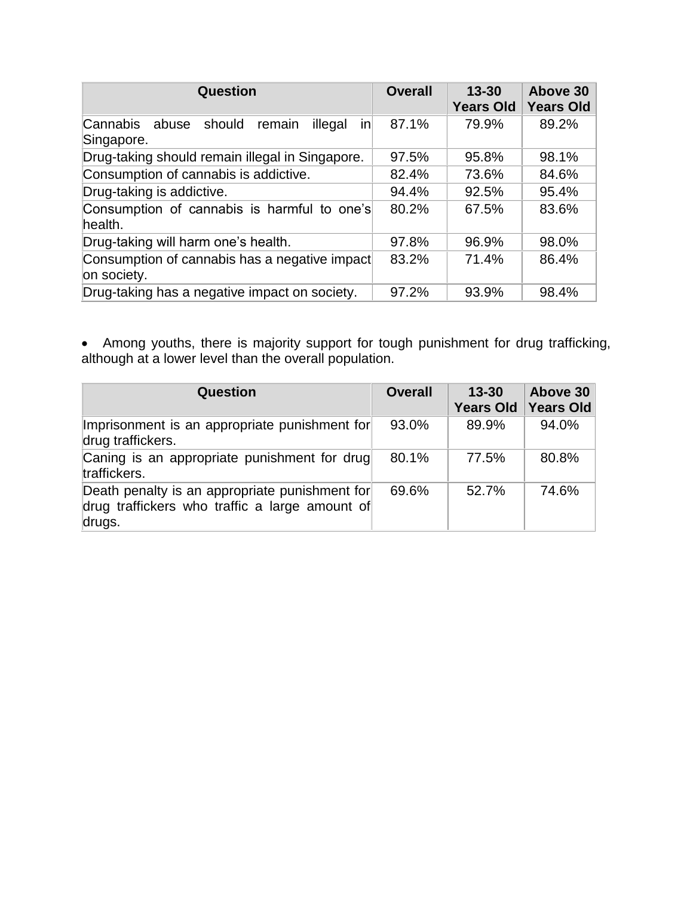| Question | Overall | 13-30 Years Old | Above 30 Years Old |
|---|---|---|---|
| Cannabis abuse should remain illegal in Singapore. | 87.1% | 79.9% | 89.2% |
| Drug-taking should remain illegal in Singapore. | 97.5% | 95.8% | 98.1% |
| Consumption of cannabis is addictive. | 82.4% | 73.6% | 84.6% |
| Drug-taking is addictive. | 94.4% | 92.5% | 95.4% |
| Consumption of cannabis is harmful to one's health. | 80.2% | 67.5% | 83.6% |
| Drug-taking will harm one's health. | 97.8% | 96.9% | 98.0% |
| Consumption of cannabis has a negative impact on society. | 83.2% | 71.4% | 86.4% |
| Drug-taking has a negative impact on society. | 97.2% | 93.9% | 98.4% |

- Among youths, there is majority support for tough punishment for drug trafficking, although at a lower level than the overall population.

| Question | Overall | 13-30 Years Old | Above 30 Years Old |
|---|---|---|---|
| Imprisonment is an appropriate punishment for drug traffickers. | 93.0% | 89.9% | 94.0% |
| Caning is an appropriate punishment for drug traffickers. | 80.1% | 77.5% | 80.8% |
| Death penalty is an appropriate punishment for drug traffickers who traffic a large amount of drugs. | 69.6% | 52.7% | 74.6% |